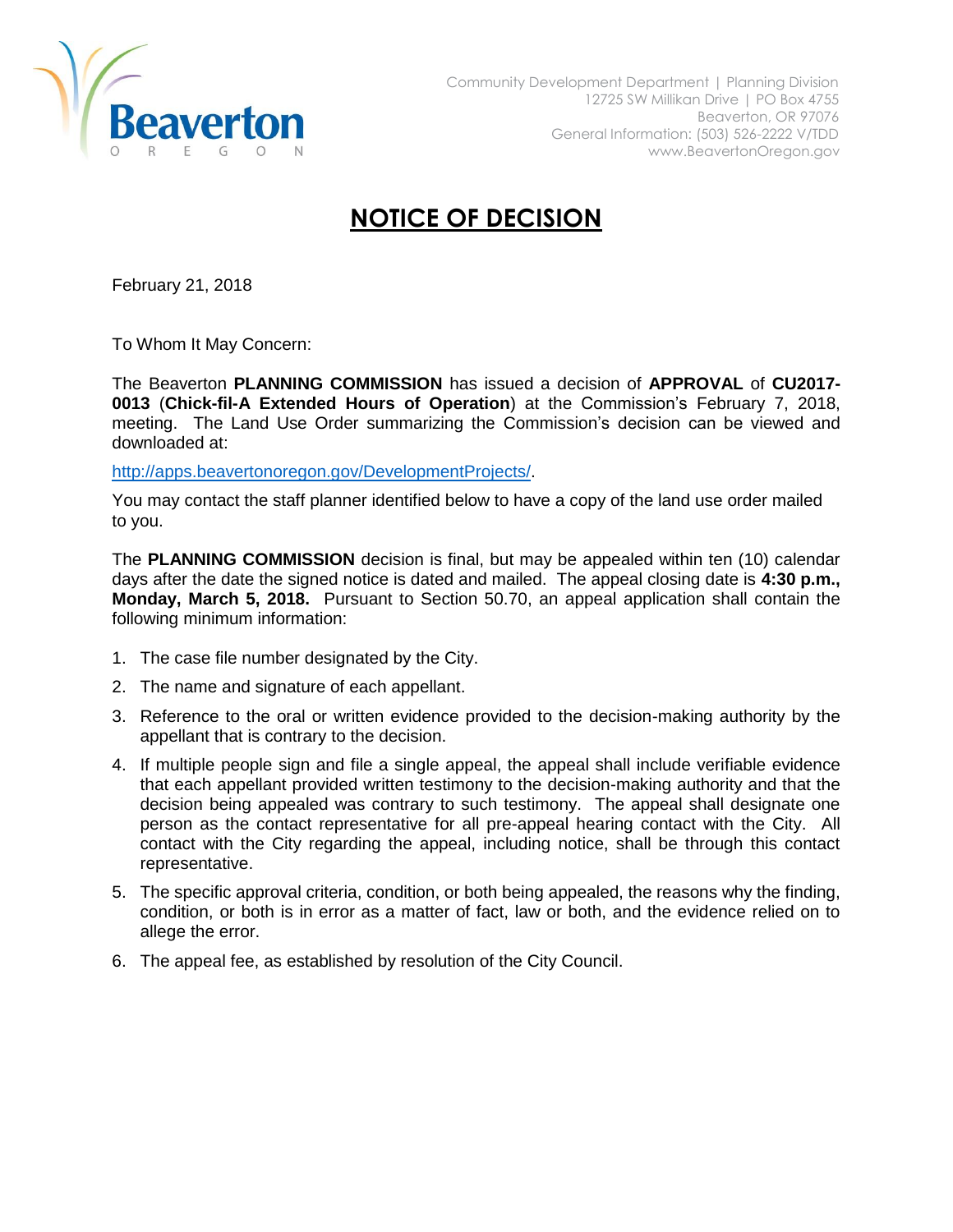Community Development Department | Planning Division
12725 SW Millikan Drive | PO Box 4755
Beaverton, OR 97076
General Information: (503) 526-2222 V/TDD
www.BeavertonOregon.gov

# NOTICE OF DECISION

February 21, 2018

To Whom It May Concern:

The Beaverton **PLANNING COMMISSION** has issued a decision of **APPROVAL** of **CU2017-0013** (**Chick-fil-A Extended Hours of Operation**) at the Commission's February 7, 2018, meeting. The Land Use Order summarizing the Commission's decision can be viewed and downloaded at:

http://apps.beavertonoregon.gov/DevelopmentProjects/.

You may contact the staff planner identified below to have a copy of the land use order mailed to you.

The **PLANNING COMMISSION** decision is final, but may be appealed within ten (10) calendar days after the date the signed notice is dated and mailed. The appeal closing date is **4:30 p.m., Monday, March 5, 2018.** Pursuant to Section 50.70, an appeal application shall contain the following minimum information:

1. The case file number designated by the City.
2. The name and signature of each appellant.
3. Reference to the oral or written evidence provided to the decision-making authority by the appellant that is contrary to the decision.
4. If multiple people sign and file a single appeal, the appeal shall include verifiable evidence that each appellant provided written testimony to the decision-making authority and that the decision being appealed was contrary to such testimony. The appeal shall designate one person as the contact representative for all pre-appeal hearing contact with the City. All contact with the City regarding the appeal, including notice, shall be through this contact representative.
5. The specific approval criteria, condition, or both being appealed, the reasons why the finding, condition, or both is in error as a matter of fact, law or both, and the evidence relied on to allege the error.
6. The appeal fee, as established by resolution of the City Council.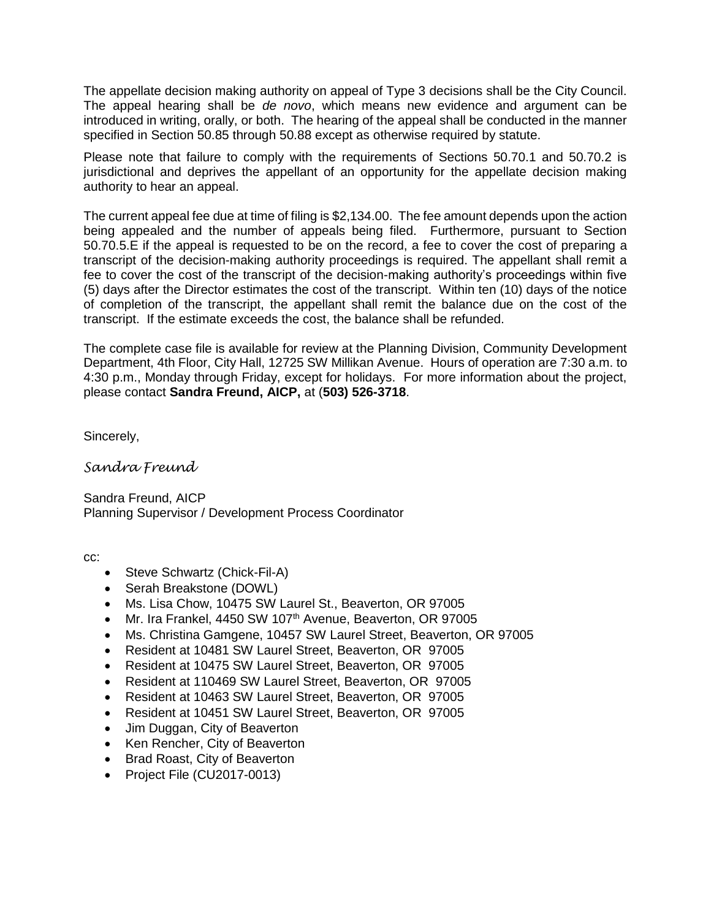The appellate decision making authority on appeal of Type 3 decisions shall be the City Council. The appeal hearing shall be *de novo*, which means new evidence and argument can be introduced in writing, orally, or both. The hearing of the appeal shall be conducted in the manner specified in Section 50.85 through 50.88 except as otherwise required by statute.

Please note that failure to comply with the requirements of Sections 50.70.1 and 50.70.2 is jurisdictional and deprives the appellant of an opportunity for the appellate decision making authority to hear an appeal.

The current appeal fee due at time of filing is $2,134.00. The fee amount depends upon the action being appealed and the number of appeals being filed. Furthermore, pursuant to Section 50.70.5.E if the appeal is requested to be on the record, a fee to cover the cost of preparing a transcript of the decision-making authority proceedings is required. The appellant shall remit a fee to cover the cost of the transcript of the decision-making authority's proceedings within five (5) days after the Director estimates the cost of the transcript. Within ten (10) days of the notice of completion of the transcript, the appellant shall remit the balance due on the cost of the transcript. If the estimate exceeds the cost, the balance shall be refunded.

The complete case file is available for review at the Planning Division, Community Development Department, 4th Floor, City Hall, 12725 SW Millikan Avenue. Hours of operation are 7:30 a.m. to 4:30 p.m., Monday through Friday, except for holidays. For more information about the project, please contact **Sandra Freund, AICP,** at (**503) 526-3718**.

Sincerely,

*Sandra Freund*

Sandra Freund, AICP
Planning Supervisor / Development Process Coordinator

cc:

- Steve Schwartz (Chick-Fil-A)
- Serah Breakstone (DOWL)
- Ms. Lisa Chow, 10475 SW Laurel St., Beaverton, OR 97005
- Mr. Ira Frankel, 4450 SW 107th Avenue, Beaverton, OR 97005
- Ms. Christina Gamgene, 10457 SW Laurel Street, Beaverton, OR 97005
- Resident at 10481 SW Laurel Street, Beaverton, OR 97005
- Resident at 10475 SW Laurel Street, Beaverton, OR 97005
- Resident at 110469 SW Laurel Street, Beaverton, OR 97005
- Resident at 10463 SW Laurel Street, Beaverton, OR 97005
- Resident at 10451 SW Laurel Street, Beaverton, OR 97005
- Jim Duggan, City of Beaverton
- Ken Rencher, City of Beaverton
- Brad Roast, City of Beaverton
- Project File (CU2017-0013)